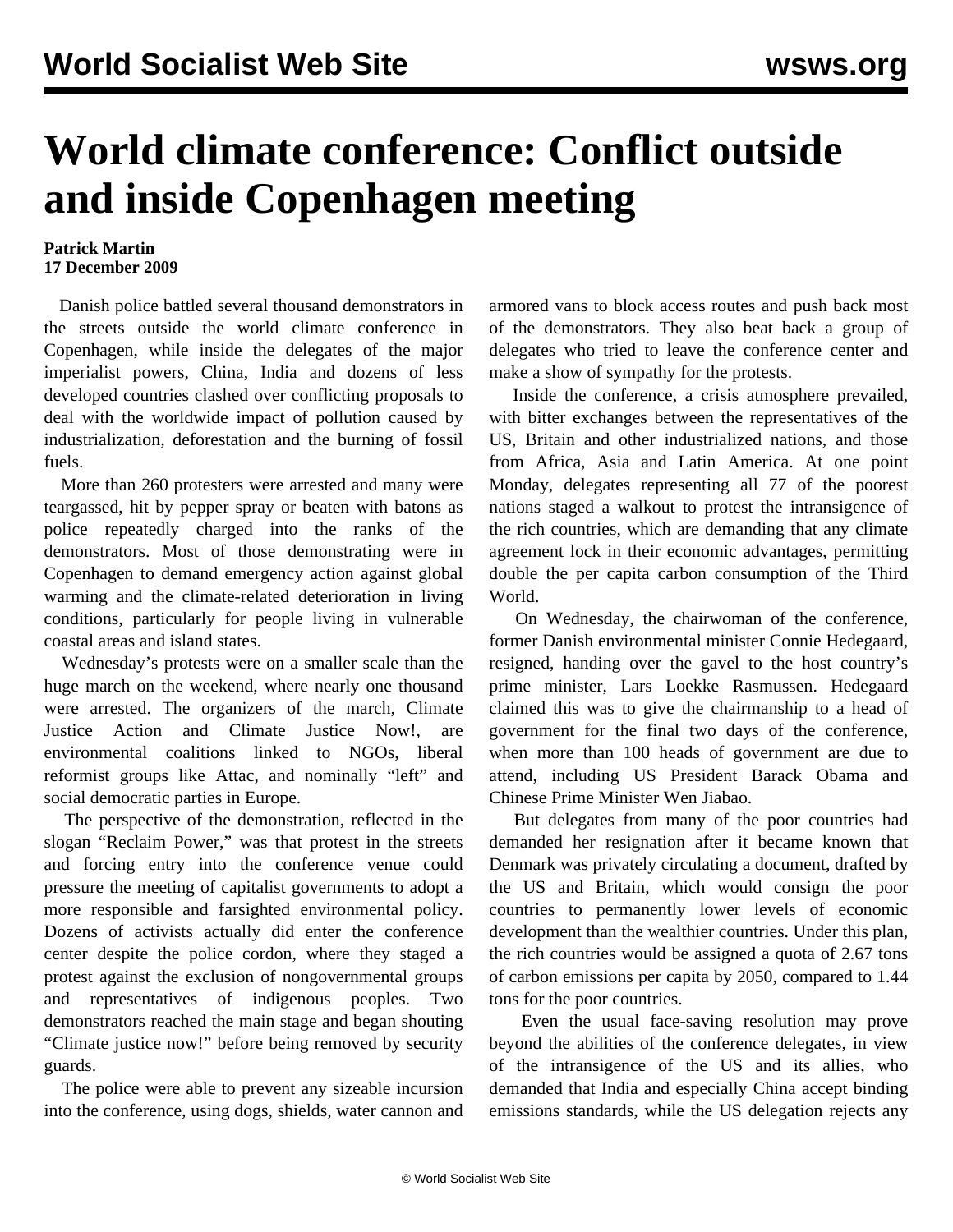# World climate conference: Conflict outside and inside Copenhagen meeting

**Patrick Martin**
**17 December 2009**

Danish police battled several thousand demonstrators in the streets outside the world climate conference in Copenhagen, while inside the delegates of the major imperialist powers, China, India and dozens of less developed countries clashed over conflicting proposals to deal with the worldwide impact of pollution caused by industrialization, deforestation and the burning of fossil fuels.

More than 260 protesters were arrested and many were teargassed, hit by pepper spray or beaten with batons as police repeatedly charged into the ranks of the demonstrators. Most of those demonstrating were in Copenhagen to demand emergency action against global warming and the climate-related deterioration in living conditions, particularly for people living in vulnerable coastal areas and island states.

Wednesday's protests were on a smaller scale than the huge march on the weekend, where nearly one thousand were arrested. The organizers of the march, Climate Justice Action and Climate Justice Now!, are environmental coalitions linked to NGOs, liberal reformist groups like Attac, and nominally "left" and social democratic parties in Europe.

The perspective of the demonstration, reflected in the slogan "Reclaim Power," was that protest in the streets and forcing entry into the conference venue could pressure the meeting of capitalist governments to adopt a more responsible and farsighted environmental policy. Dozens of activists actually did enter the conference center despite the police cordon, where they staged a protest against the exclusion of nongovernmental groups and representatives of indigenous peoples. Two demonstrators reached the main stage and began shouting "Climate justice now!" before being removed by security guards.

The police were able to prevent any sizeable incursion into the conference, using dogs, shields, water cannon and armored vans to block access routes and push back most of the demonstrators. They also beat back a group of delegates who tried to leave the conference center and make a show of sympathy for the protests.

Inside the conference, a crisis atmosphere prevailed, with bitter exchanges between the representatives of the US, Britain and other industrialized nations, and those from Africa, Asia and Latin America. At one point Monday, delegates representing all 77 of the poorest nations staged a walkout to protest the intransigence of the rich countries, which are demanding that any climate agreement lock in their economic advantages, permitting double the per capita carbon consumption of the Third World.

On Wednesday, the chairwoman of the conference, former Danish environmental minister Connie Hedegaard, resigned, handing over the gavel to the host country's prime minister, Lars Loekke Rasmussen. Hedegaard claimed this was to give the chairmanship to a head of government for the final two days of the conference, when more than 100 heads of government are due to attend, including US President Barack Obama and Chinese Prime Minister Wen Jiabao.

But delegates from many of the poor countries had demanded her resignation after it became known that Denmark was privately circulating a document, drafted by the US and Britain, which would consign the poor countries to permanently lower levels of economic development than the wealthier countries. Under this plan, the rich countries would be assigned a quota of 2.67 tons of carbon emissions per capita by 2050, compared to 1.44 tons for the poor countries.

Even the usual face-saving resolution may prove beyond the abilities of the conference delegates, in view of the intransigence of the US and its allies, who demanded that India and especially China accept binding emissions standards, while the US delegation rejects any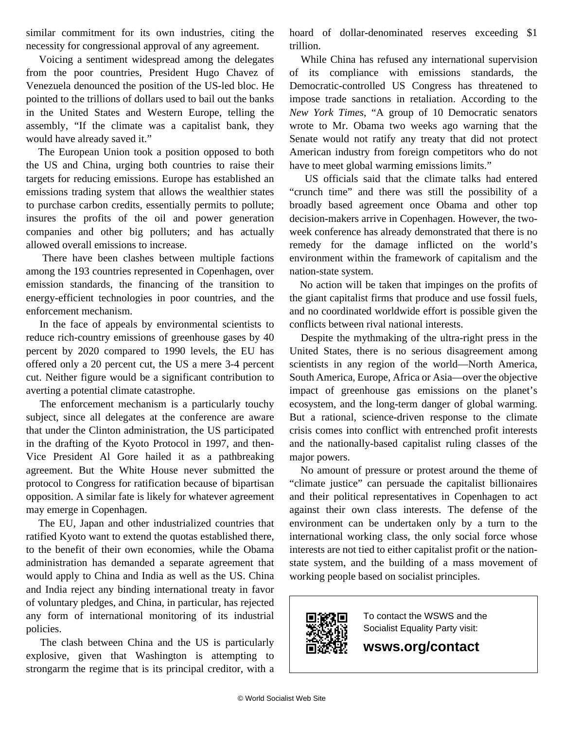similar commitment for its own industries, citing the necessity for congressional approval of any agreement.

Voicing a sentiment widespread among the delegates from the poor countries, President Hugo Chavez of Venezuela denounced the position of the US-led bloc. He pointed to the trillions of dollars used to bail out the banks in the United States and Western Europe, telling the assembly, "If the climate was a capitalist bank, they would have already saved it."

The European Union took a position opposed to both the US and China, urging both countries to raise their targets for reducing emissions. Europe has established an emissions trading system that allows the wealthier states to purchase carbon credits, essentially permits to pollute; insures the profits of the oil and power generation companies and other big polluters; and has actually allowed overall emissions to increase.

There have been clashes between multiple factions among the 193 countries represented in Copenhagen, over emission standards, the financing of the transition to energy-efficient technologies in poor countries, and the enforcement mechanism.

In the face of appeals by environmental scientists to reduce rich-country emissions of greenhouse gases by 40 percent by 2020 compared to 1990 levels, the EU has offered only a 20 percent cut, the US a mere 3-4 percent cut. Neither figure would be a significant contribution to averting a potential climate catastrophe.

The enforcement mechanism is a particularly touchy subject, since all delegates at the conference are aware that under the Clinton administration, the US participated in the drafting of the Kyoto Protocol in 1997, and then-Vice President Al Gore hailed it as a pathbreaking agreement. But the White House never submitted the protocol to Congress for ratification because of bipartisan opposition. A similar fate is likely for whatever agreement may emerge in Copenhagen.

The EU, Japan and other industrialized countries that ratified Kyoto want to extend the quotas established there, to the benefit of their own economies, while the Obama administration has demanded a separate agreement that would apply to China and India as well as the US. China and India reject any binding international treaty in favor of voluntary pledges, and China, in particular, has rejected any form of international monitoring of its industrial policies.

The clash between China and the US is particularly explosive, given that Washington is attempting to strongarm the regime that is its principal creditor, with a hoard of dollar-denominated reserves exceeding $1 trillion.

While China has refused any international supervision of its compliance with emissions standards, the Democratic-controlled US Congress has threatened to impose trade sanctions in retaliation. According to the *New York Times*, "A group of 10 Democratic senators wrote to Mr. Obama two weeks ago warning that the Senate would not ratify any treaty that did not protect American industry from foreign competitors who do not have to meet global warming emissions limits."

US officials said that the climate talks had entered "crunch time" and there was still the possibility of a broadly based agreement once Obama and other top decision-makers arrive in Copenhagen. However, the two-week conference has already demonstrated that there is no remedy for the damage inflicted on the world's environment within the framework of capitalism and the nation-state system.

No action will be taken that impinges on the profits of the giant capitalist firms that produce and use fossil fuels, and no coordinated worldwide effort is possible given the conflicts between rival national interests.

Despite the mythmaking of the ultra-right press in the United States, there is no serious disagreement among scientists in any region of the world—North America, South America, Europe, Africa or Asia—over the objective impact of greenhouse gas emissions on the planet's ecosystem, and the long-term danger of global warming. But a rational, science-driven response to the climate crisis comes into conflict with entrenched profit interests and the nationally-based capitalist ruling classes of the major powers.

No amount of pressure or protest around the theme of "climate justice" can persuade the capitalist billionaires and their political representatives in Copenhagen to act against their own class interests. The defense of the environment can be undertaken only by a turn to the international working class, the only social force whose interests are not tied to either capitalist profit or the nation-state system, and the building of a mass movement of working people based on socialist principles.

To contact the WSWS and the Socialist Equality Party visit:

**wsws.org/contact**